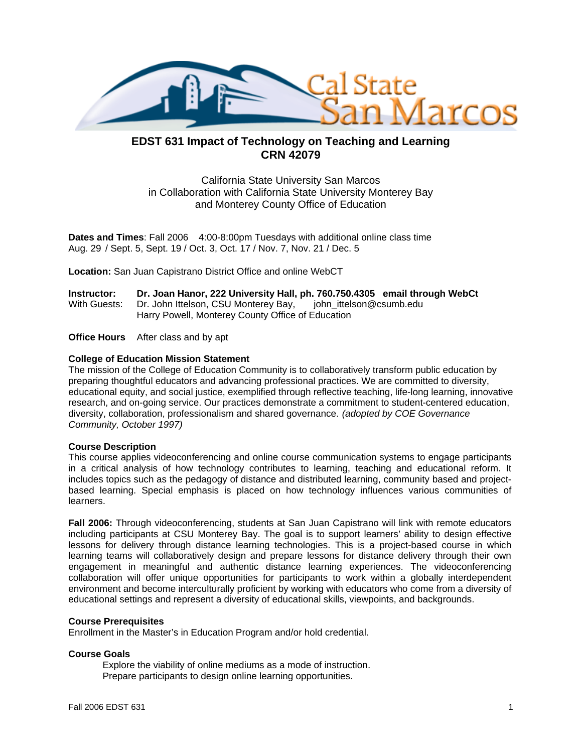# EDST 631 Impact of Technology on Teaching and Learning
## CRN 42079

California State University San Marcos
in Collaboration with California State University Monterey Bay
and Monterey County Office of Education

**Dates and Times**: Fall 2006 4:00-8:00pm Tuesdays with additional online class time
Aug. 29 / Sept. 5, Sept. 19 / Oct. 3, Oct. 17 / Nov. 7, Nov. 21 / Dec. 5

**Location:** San Juan Capistrano District Office and online WebCT

**Instructor:** **Dr. Joan Hanor, 222 University Hall, ph. 760.750.4305 email through WebCt**
With Guests: Dr. John Ittelson, CSU Monterey Bay, john_ittelson@csumb.edu
Harry Powell, Monterey County Office of Education

**Office Hours** After class and by apt

**College of Education Mission Statement**
The mission of the College of Education Community is to collaboratively transform public education by preparing thoughtful educators and advancing professional practices. We are committed to diversity, educational equity, and social justice, exemplified through reflective teaching, life-long learning, innovative research, and on-going service. Our practices demonstrate a commitment to student-centered education, diversity, collaboration, professionalism and shared governance. *(adopted by COE Governance Community, October 1997)*

**Course Description**
This course applies videoconferencing and online course communication systems to engage participants in a critical analysis of how technology contributes to learning, teaching and educational reform. It includes topics such as the pedagogy of distance and distributed learning, community based and project-based learning. Special emphasis is placed on how technology influences various communities of learners.

**Fall 2006:** Through videoconferencing, students at San Juan Capistrano will link with remote educators including participants at CSU Monterey Bay. The goal is to support learners' ability to design effective lessons for delivery through distance learning technologies. This is a project-based course in which learning teams will collaboratively design and prepare lessons for distance delivery through their own engagement in meaningful and authentic distance learning experiences. The videoconferencing collaboration will offer unique opportunities for participants to work within a globally interdependent environment and become interculturally proficient by working with educators who come from a diversity of educational settings and represent a diversity of educational skills, viewpoints, and backgrounds.

**Course Prerequisites**
Enrollment in the Master's in Education Program and/or hold credential.

**Course Goals**
Explore the viability of online mediums as a mode of instruction.
Prepare participants to design online learning opportunities.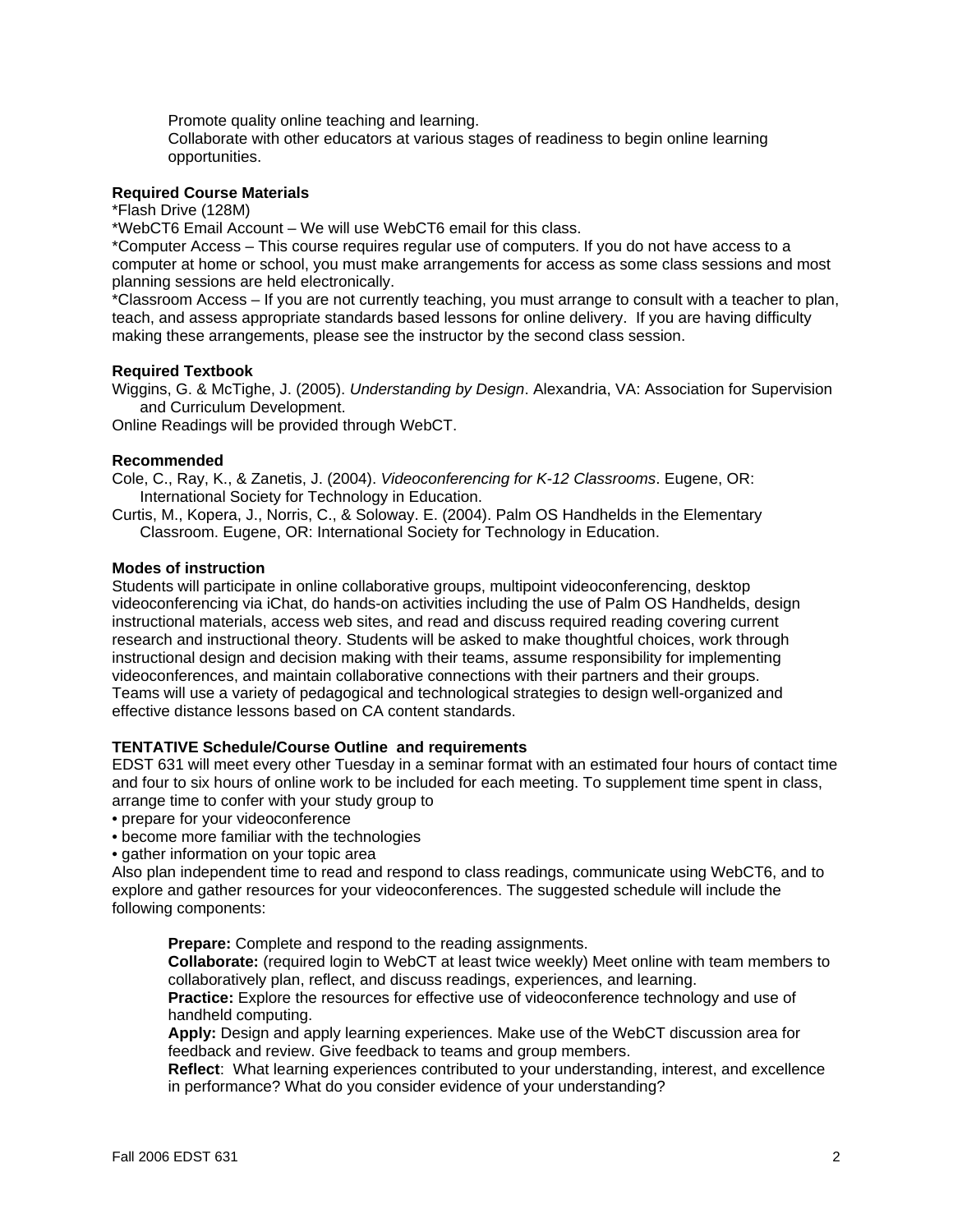Promote quality online teaching and learning.
Collaborate with other educators at various stages of readiness to begin online learning opportunities.

**Required Course Materials**

*Flash Drive (128M)
*WebCT6 Email Account – We will use WebCT6 email for this class.
*Computer Access – This course requires regular use of computers. If you do not have access to a computer at home or school, you must make arrangements for access as some class sessions and most planning sessions are held electronically.
*Classroom Access – If you are not currently teaching, you must arrange to consult with a teacher to plan, teach, and assess appropriate standards based lessons for online delivery. If you are having difficulty making these arrangements, please see the instructor by the second class session.

**Required Textbook**

Wiggins, G. & McTighe, J. (2005). *Understanding by Design*. Alexandria, VA: Association for Supervision and Curriculum Development.
Online Readings will be provided through WebCT.

**Recommended**

Cole, C., Ray, K., & Zanetis, J. (2004). *Videoconferencing for K-12 Classrooms*. Eugene, OR: International Society for Technology in Education.
Curtis, M., Kopera, J., Norris, C., & Soloway. E. (2004). Palm OS Handhelds in the Elementary Classroom. Eugene, OR: International Society for Technology in Education.

**Modes of instruction**

Students will participate in online collaborative groups, multipoint videoconferencing, desktop videoconferencing via iChat, do hands-on activities including the use of Palm OS Handhelds, design instructional materials, access web sites, and read and discuss required reading covering current research and instructional theory. Students will be asked to make thoughtful choices, work through instructional design and decision making with their teams, assume responsibility for implementing videoconferences, and maintain collaborative connections with their partners and their groups. Teams will use a variety of pedagogical and technological strategies to design well-organized and effective distance lessons based on CA content standards.

**TENTATIVE Schedule/Course Outline and requirements**

EDST 631 will meet every other Tuesday in a seminar format with an estimated four hours of contact time and four to six hours of online work to be included for each meeting. To supplement time spent in class, arrange time to confer with your study group to

- prepare for your videoconference
- become more familiar with the technologies
- gather information on your topic area

Also plan independent time to read and respond to class readings, communicate using WebCT6, and to explore and gather resources for your videoconferences. The suggested schedule will include the following components:

**Prepare:** Complete and respond to the reading assignments.
**Collaborate:** (required login to WebCT at least twice weekly) Meet online with team members to collaboratively plan, reflect, and discuss readings, experiences, and learning.
**Practice:** Explore the resources for effective use of videoconference technology and use of handheld computing.
**Apply:** Design and apply learning experiences. Make use of the WebCT discussion area for feedback and review. Give feedback to teams and group members.
**Reflect**: What learning experiences contributed to your understanding, interest, and excellence in performance? What do you consider evidence of your understanding?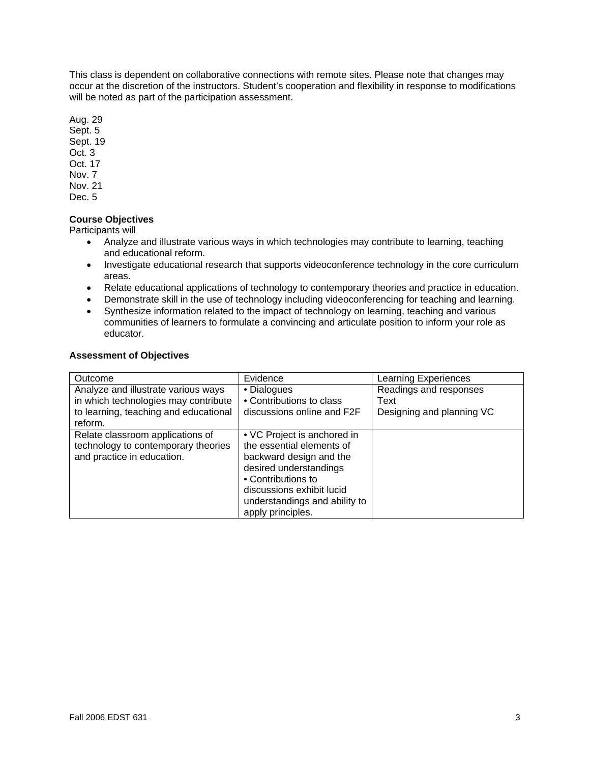This class is dependent on collaborative connections with remote sites. Please note that changes may occur at the discretion of the instructors. Student's cooperation and flexibility in response to modifications will be noted as part of the participation assessment.

Aug. 29
Sept. 5
Sept. 19
Oct. 3
Oct. 17
Nov. 7
Nov. 21
Dec. 5

**Course Objectives**
Participants will

- Analyze and illustrate various ways in which technologies may contribute to learning, teaching and educational reform.
- Investigate educational research that supports videoconference technology in the core curriculum areas.
- Relate educational applications of technology to contemporary theories and practice in education.
- Demonstrate skill in the use of technology including videoconferencing for teaching and learning.
- Synthesize information related to the impact of technology on learning, teaching and various communities of learners to formulate a convincing and articulate position to inform your role as educator.

**Assessment of Objectives**

| Outcome | Evidence | Learning Experiences |
| --- | --- | --- |
| Analyze and illustrate various ways in which technologies may contribute to learning, teaching and educational reform. | • Dialogues<br>• Contributions to class discussions online and F2F | Readings and responses<br>Text<br>Designing and planning VC |
| Relate classroom applications of technology to contemporary theories and practice in education. | • VC Project is anchored in the essential elements of backward design and the desired understandings<br>• Contributions to discussions exhibit lucid understandings and ability to apply principles. | |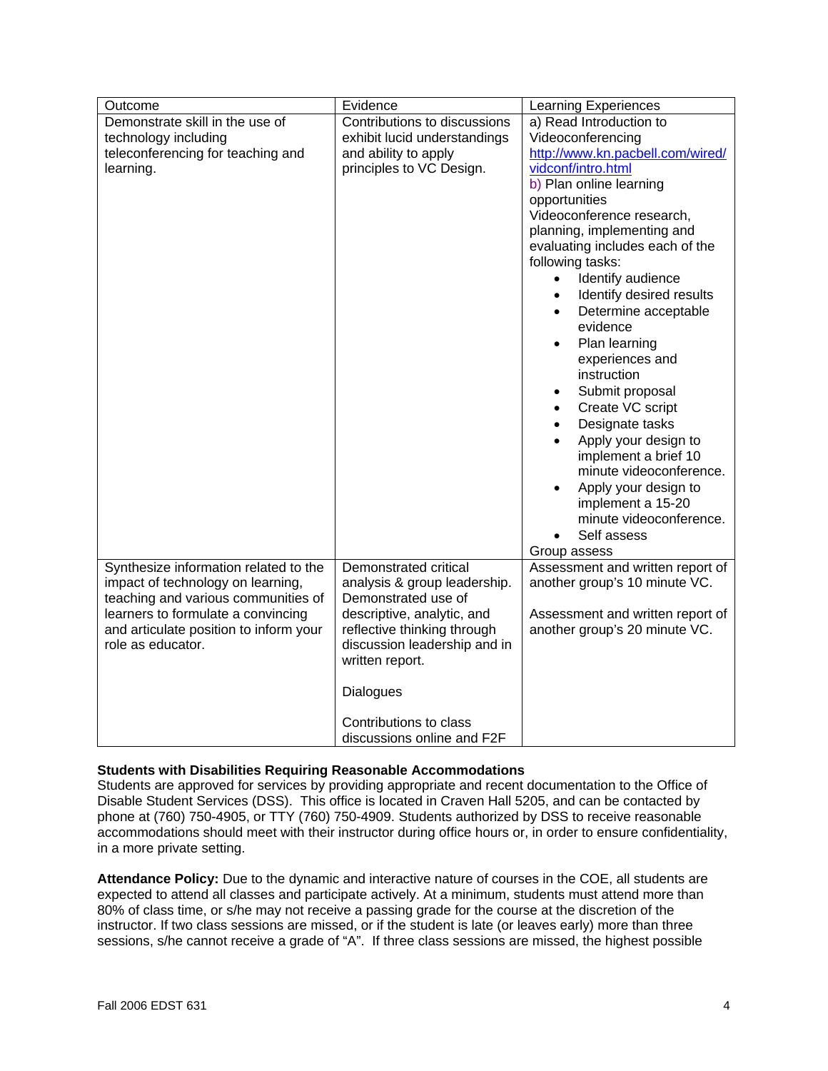| Outcome | Evidence | Learning Experiences |
|---|---|---|
| Demonstrate skill in the use of technology including teleconferencing for teaching and learning. | Contributions to discussions exhibit lucid understandings and ability to apply principles to VC Design. | a) Read Introduction to Videoconferencing http://www.kn.pacbell.com/wired/vidconf/intro.html<br>b) Plan online learning opportunities<br>Videoconference research, planning, implementing and evaluating includes each of the following tasks:<br>• Identify audience<br>• Identify desired results<br>• Determine acceptable evidence<br>• Plan learning experiences and instruction<br>• Submit proposal<br>• Create VC script<br>• Designate tasks<br>• Apply your design to implement a brief 10 minute videoconference.<br>• Apply your design to implement a 15-20 minute videoconference.<br>• Self assess<br>Group assess |
| Synthesize information related to the impact of technology on learning, teaching and various communities of learners to formulate a convincing and articulate position to inform your role as educator. | Demonstrated critical analysis & group leadership. Demonstrated use of descriptive, analytic, and reflective thinking through discussion leadership and in written report.<br><br>Dialogues<br><br>Contributions to class discussions online and F2F | Assessment and written report of another group's 10 minute VC.<br><br>Assessment and written report of another group's 20 minute VC. |

**Students with Disabilities Requiring Reasonable Accommodations**
Students are approved for services by providing appropriate and recent documentation to the Office of Disable Student Services (DSS). This office is located in Craven Hall 5205, and can be contacted by phone at (760) 750-4905, or TTY (760) 750-4909. Students authorized by DSS to receive reasonable accommodations should meet with their instructor during office hours or, in order to ensure confidentiality, in a more private setting.

**Attendance Policy:** Due to the dynamic and interactive nature of courses in the COE, all students are expected to attend all classes and participate actively. At a minimum, students must attend more than 80% of class time, or s/he may not receive a passing grade for the course at the discretion of the instructor. If two class sessions are missed, or if the student is late (or leaves early) more than three sessions, s/he cannot receive a grade of "A". If three class sessions are missed, the highest possible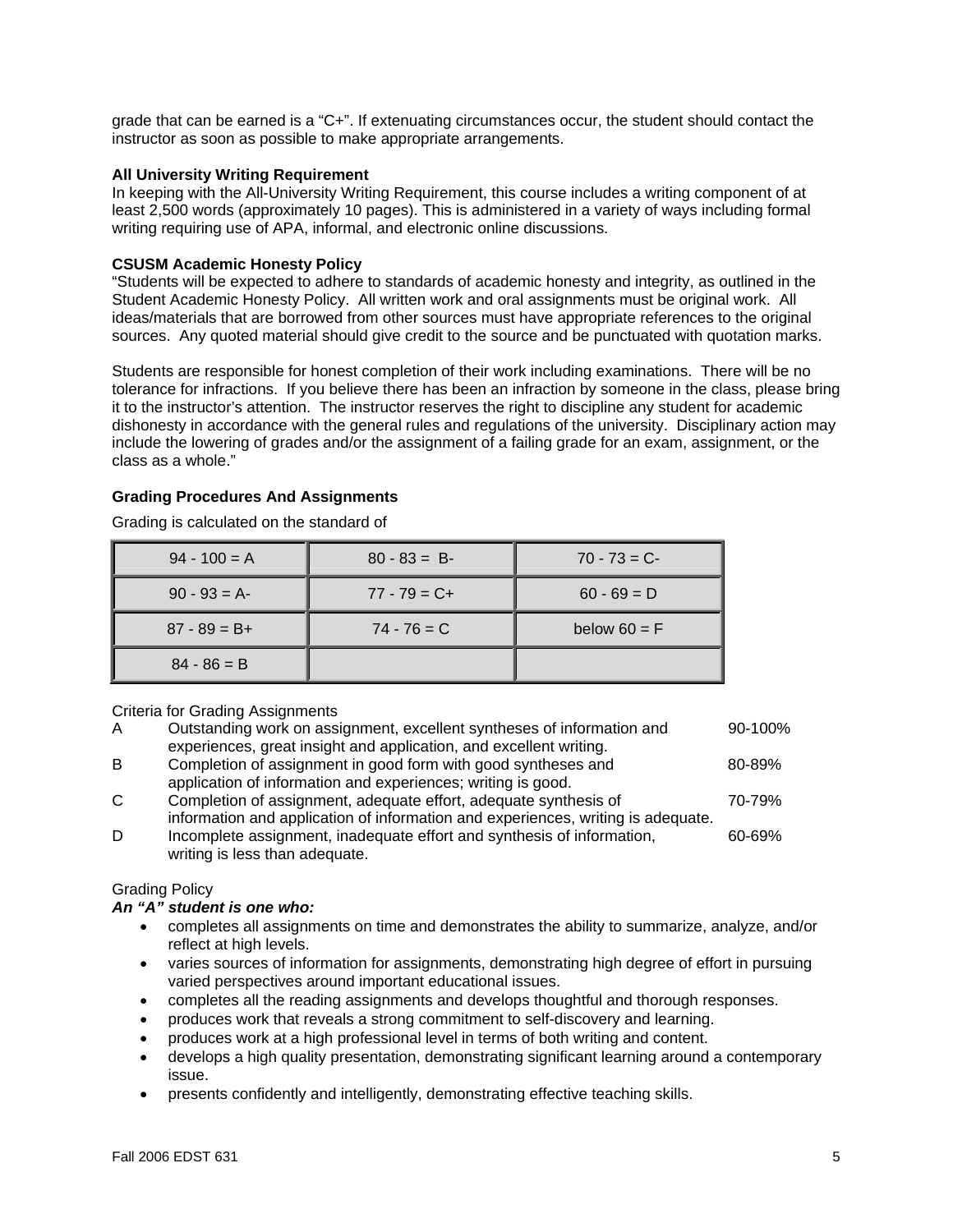grade that can be earned is a "C+". If extenuating circumstances occur, the student should contact the instructor as soon as possible to make appropriate arrangements.

**All University Writing Requirement**
In keeping with the All-University Writing Requirement, this course includes a writing component of at least 2,500 words (approximately 10 pages). This is administered in a variety of ways including formal writing requiring use of APA, informal, and electronic online discussions.

**CSUSM Academic Honesty Policy**
"Students will be expected to adhere to standards of academic honesty and integrity, as outlined in the Student Academic Honesty Policy. All written work and oral assignments must be original work. All ideas/materials that are borrowed from other sources must have appropriate references to the original sources. Any quoted material should give credit to the source and be punctuated with quotation marks.

Students are responsible for honest completion of their work including examinations. There will be no tolerance for infractions. If you believe there has been an infraction by someone in the class, please bring it to the instructor's attention. The instructor reserves the right to discipline any student for academic dishonesty in accordance with the general rules and regulations of the university. Disciplinary action may include the lowering of grades and/or the assignment of a failing grade for an exam, assignment, or the class as a whole."

**Grading Procedures And Assignments**

Grading is calculated on the standard of

| | | |
|---|---|---|
| 94 - 100 = A | 80 - 83 = B- | 70 - 73 = C- |
| 90 - 93 = A- | 77 - 79 = C+ | 60 - 69 = D |
| 87 - 89 = B+ | 74 - 76 = C | below 60 = F |
| 84 - 86 = B | | |

Criteria for Grading Assignments

| | | |
|---|---|---|
| A | Outstanding work on assignment, excellent syntheses of information and experiences, great insight and application, and excellent writing. | 90-100% |
| B | Completion of assignment in good form with good syntheses and application of information and experiences; writing is good. | 80-89% |
| C | Completion of assignment, adequate effort, adequate synthesis of information and application of information and experiences, writing is adequate. | 70-79% |
| D | Incomplete assignment, inadequate effort and synthesis of information, writing is less than adequate. | 60-69% |

Grading Policy

***An "A" student is one who:***

- completes all assignments on time and demonstrates the ability to summarize, analyze, and/or reflect at high levels.
- varies sources of information for assignments, demonstrating high degree of effort in pursuing varied perspectives around important educational issues.
- completes all the reading assignments and develops thoughtful and thorough responses.
- produces work that reveals a strong commitment to self-discovery and learning.
- produces work at a high professional level in terms of both writing and content.
- develops a high quality presentation, demonstrating significant learning around a contemporary issue.
- presents confidently and intelligently, demonstrating effective teaching skills.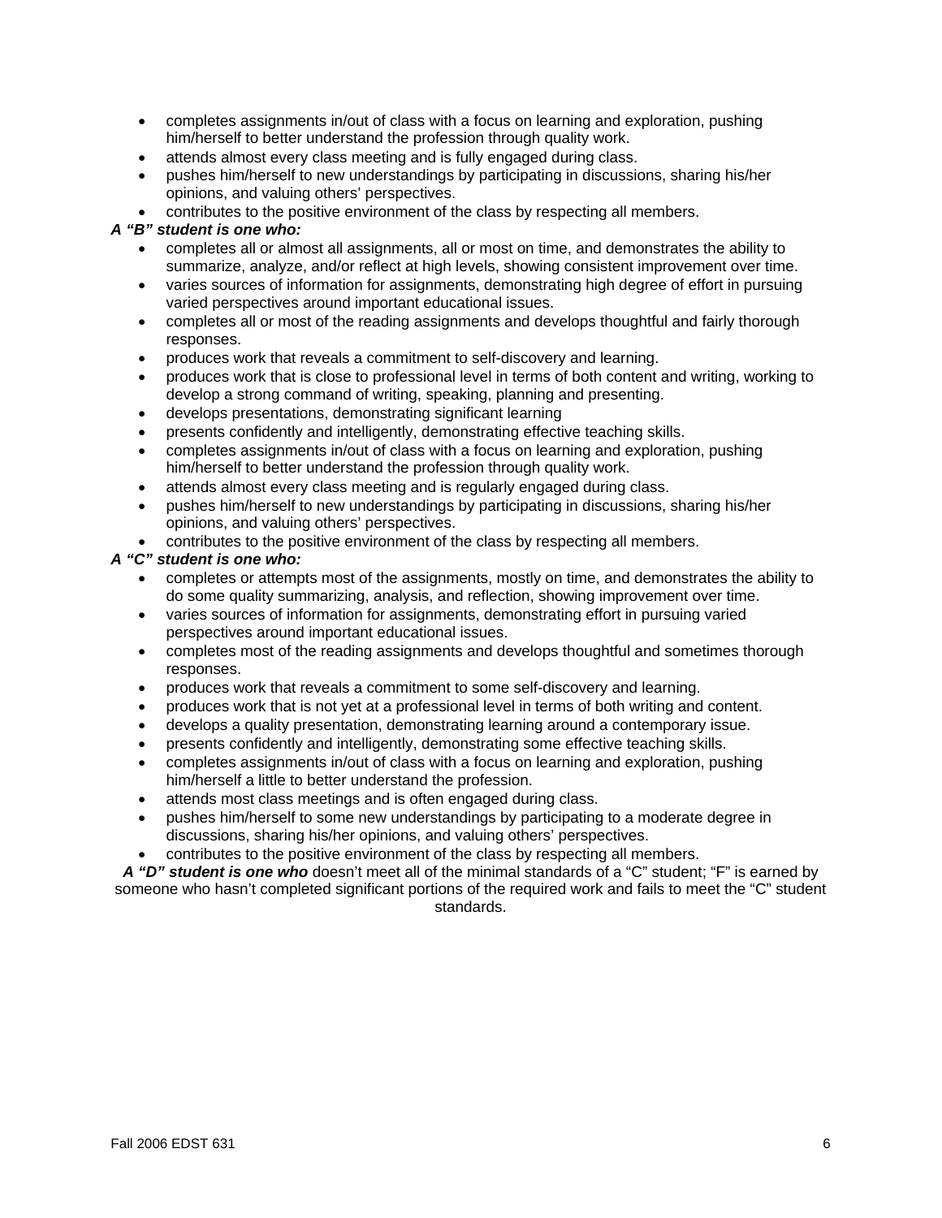- completes assignments in/out of class with a focus on learning and exploration, pushing him/herself to better understand the profession through quality work.
- attends almost every class meeting and is fully engaged during class.
- pushes him/herself to new understandings by participating in discussions, sharing his/her opinions, and valuing others' perspectives.
- contributes to the positive environment of the class by respecting all members.

***A "B" student is one who:***

- completes all or almost all assignments, all or most on time, and demonstrates the ability to summarize, analyze, and/or reflect at high levels, showing consistent improvement over time.
- varies sources of information for assignments, demonstrating high degree of effort in pursuing varied perspectives around important educational issues.
- completes all or most of the reading assignments and develops thoughtful and fairly thorough responses.
- produces work that reveals a commitment to self-discovery and learning.
- produces work that is close to professional level in terms of both content and writing, working to develop a strong command of writing, speaking, planning and presenting.
- develops presentations, demonstrating significant learning
- presents confidently and intelligently, demonstrating effective teaching skills.
- completes assignments in/out of class with a focus on learning and exploration, pushing him/herself to better understand the profession through quality work.
- attends almost every class meeting and is regularly engaged during class.
- pushes him/herself to new understandings by participating in discussions, sharing his/her opinions, and valuing others' perspectives.
- contributes to the positive environment of the class by respecting all members.

***A "C" student is one who:***

- completes or attempts most of the assignments, mostly on time, and demonstrates the ability to do some quality summarizing, analysis, and reflection, showing improvement over time.
- varies sources of information for assignments, demonstrating effort in pursuing varied perspectives around important educational issues.
- completes most of the reading assignments and develops thoughtful and sometimes thorough responses.
- produces work that reveals a commitment to some self-discovery and learning.
- produces work that is not yet at a professional level in terms of both writing and content.
- develops a quality presentation, demonstrating learning around a contemporary issue.
- presents confidently and intelligently, demonstrating some effective teaching skills.
- completes assignments in/out of class with a focus on learning and exploration, pushing him/herself a little to better understand the profession.
- attends most class meetings and is often engaged during class.
- pushes him/herself to some new understandings by participating to a moderate degree in discussions, sharing his/her opinions, and valuing others' perspectives.
- contributes to the positive environment of the class by respecting all members.

***A "D" student is one who*** doesn't meet all of the minimal standards of a "C" student; "F" is earned by someone who hasn't completed significant portions of the required work and fails to meet the "C" student standards.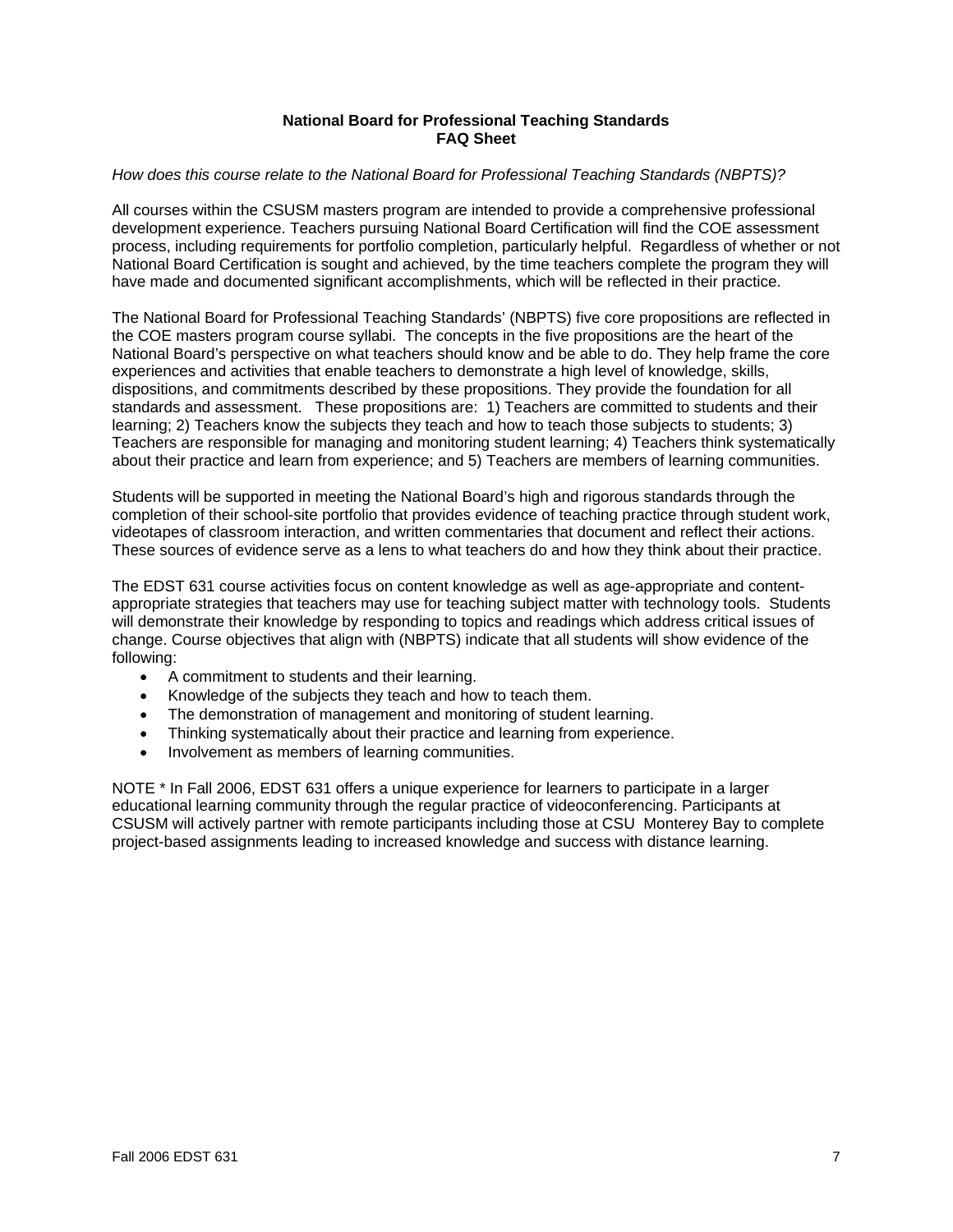**National Board for Professional Teaching Standards**
**FAQ Sheet**

*How does this course relate to the National Board for Professional Teaching Standards (NBPTS)?*

All courses within the CSUSM masters program are intended to provide a comprehensive professional development experience. Teachers pursuing National Board Certification will find the COE assessment process, including requirements for portfolio completion, particularly helpful. Regardless of whether or not National Board Certification is sought and achieved, by the time teachers complete the program they will have made and documented significant accomplishments, which will be reflected in their practice.

The National Board for Professional Teaching Standards' (NBPTS) five core propositions are reflected in the COE masters program course syllabi. The concepts in the five propositions are the heart of the National Board's perspective on what teachers should know and be able to do. They help frame the core experiences and activities that enable teachers to demonstrate a high level of knowledge, skills, dispositions, and commitments described by these propositions. They provide the foundation for all standards and assessment. These propositions are: 1) Teachers are committed to students and their learning; 2) Teachers know the subjects they teach and how to teach those subjects to students; 3) Teachers are responsible for managing and monitoring student learning; 4) Teachers think systematically about their practice and learn from experience; and 5) Teachers are members of learning communities.

Students will be supported in meeting the National Board's high and rigorous standards through the completion of their school-site portfolio that provides evidence of teaching practice through student work, videotapes of classroom interaction, and written commentaries that document and reflect their actions. These sources of evidence serve as a lens to what teachers do and how they think about their practice.

The EDST 631 course activities focus on content knowledge as well as age-appropriate and content-appropriate strategies that teachers may use for teaching subject matter with technology tools. Students will demonstrate their knowledge by responding to topics and readings which address critical issues of change. Course objectives that align with (NBPTS) indicate that all students will show evidence of the following:

- A commitment to students and their learning.
- Knowledge of the subjects they teach and how to teach them.
- The demonstration of management and monitoring of student learning.
- Thinking systematically about their practice and learning from experience.
- Involvement as members of learning communities.

NOTE * In Fall 2006, EDST 631 offers a unique experience for learners to participate in a larger educational learning community through the regular practice of videoconferencing. Participants at CSUSM will actively partner with remote participants including those at CSU Monterey Bay to complete project-based assignments leading to increased knowledge and success with distance learning.